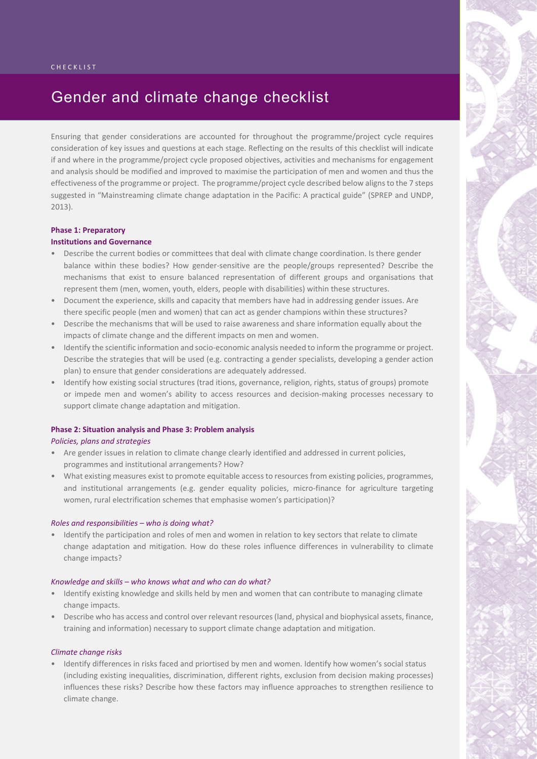CHECKLIST

# Gender and climate change checklist

Ensuring that gender considerations are accounted for throughout the programme/project cycle requires consideration of key issues and questions at each stage. Reflecting on the results of this checklist will indicate if and where in the programme/project cycle proposed objectives, activities and mechanisms for engagement and analysis should be modified and improved to maximise the participation of men and women and thus the effectiveness of the programme or project. The programme/project cycle described below aligns to the 7 steps suggested in "Mainstreaming climate change adaptation in the Pacific: A practical guide" (SPREP and UNDP, 2013).

**Phase 1: Preparatory**

**Institutions and Governance**

- Describe the current bodies or committees that deal with climate change coordination. Is there gender balance within these bodies? How gender-sensitive are the people/groups represented? Describe the mechanisms that exist to ensure balanced representation of different groups and organisations that represent them (men, women, youth, elders, people with disabilities) within these structures.
- Document the experience, skills and capacity that members have had in addressing gender issues. Are there specific people (men and women) that can act as gender champions within these structures?
- Describe the mechanisms that will be used to raise awareness and share information equally about the impacts of climate change and the different impacts on men and women.
- Identify the scientific information and socio-economic analysis needed to inform the programme or project. Describe the strategies that will be used (e.g. contracting a gender specialists, developing a gender action plan) to ensure that gender considerations are adequately addressed.
- Identify how existing social structures (trad itions, governance, religion, rights, status of groups) promote or impede men and women's ability to access resources and decision-making processes necessary to support climate change adaptation and mitigation.

**Phase 2: Situation analysis and Phase 3: Problem analysis**

*Policies, plans and strategies*

- Are gender issues in relation to climate change clearly identified and addressed in current policies, programmes and institutional arrangements? How?
- What existing measures exist to promote equitable access to resources from existing policies, programmes, and institutional arrangements (e.g. gender equality policies, micro-finance for agriculture targeting women, rural electrification schemes that emphasise women's participation)?

*Roles and responsibilities – who is doing what?*

- Identify the participation and roles of men and women in relation to key sectors that relate to climate change adaptation and mitigation. How do these roles influence differences in vulnerability to climate change impacts?

*Knowledge and skills – who knows what and who can do what?*

- Identify existing knowledge and skills held by men and women that can contribute to managing climate change impacts.
- Describe who has access and control over relevant resources (land, physical and biophysical assets, finance, training and information) necessary to support climate change adaptation and mitigation.

*Climate change risks*

- Identify differences in risks faced and priortised by men and women. Identify how women's social status (including existing inequalities, discrimination, different rights, exclusion from decision making processes) influences these risks? Describe how these factors may influence approaches to strengthen resilience to climate change.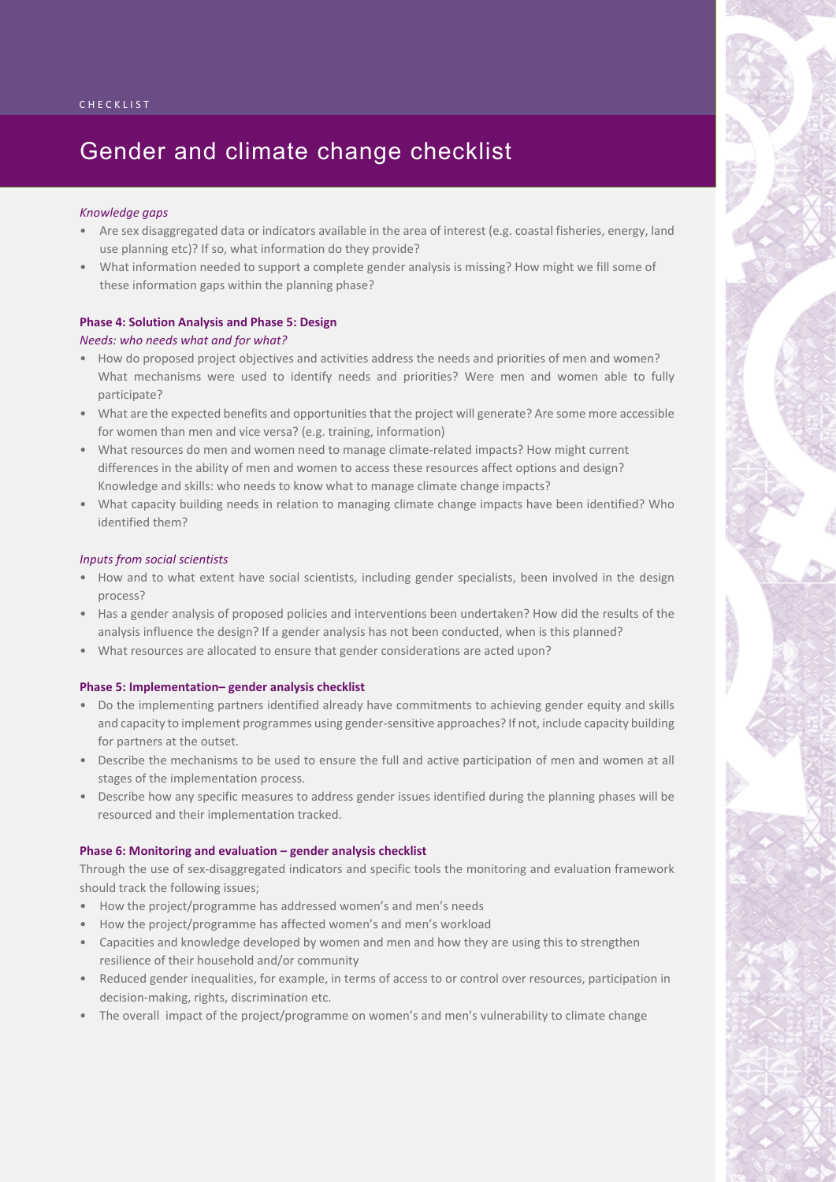CHECKLIST

# Gender and climate change checklist

*Knowledge gaps*

- Are sex disaggregated data or indicators available in the area of interest (e.g. coastal fisheries, energy, land use planning etc)? If so, what information do they provide?
- What information needed to support a complete gender analysis is missing? How might we fill some of these information gaps within the planning phase?

**Phase 4: Solution Analysis and Phase 5: Design**

*Needs: who needs what and for what?*

- How do proposed project objectives and activities address the needs and priorities of men and women? What mechanisms were used to identify needs and priorities? Were men and women able to fully participate?
- What are the expected benefits and opportunities that the project will generate? Are some more accessible for women than men and vice versa? (e.g. training, information)
- What resources do men and women need to manage climate-related impacts? How might current differences in the ability of men and women to access these resources affect options and design? Knowledge and skills: who needs to know what to manage climate change impacts?
- What capacity building needs in relation to managing climate change impacts have been identified? Who identified them?

*Inputs from social scientists*

- How and to what extent have social scientists, including gender specialists, been involved in the design process?
- Has a gender analysis of proposed policies and interventions been undertaken? How did the results of the analysis influence the design? If a gender analysis has not been conducted, when is this planned?
- What resources are allocated to ensure that gender considerations are acted upon?

**Phase 5: Implementation– gender analysis checklist**

- Do the implementing partners identified already have commitments to achieving gender equity and skills and capacity to implement programmes using gender-sensitive approaches? If not, include capacity building for partners at the outset.
- Describe the mechanisms to be used to ensure the full and active participation of men and women at all stages of the implementation process.
- Describe how any specific measures to address gender issues identified during the planning phases will be resourced and their implementation tracked.

**Phase 6: Monitoring and evaluation – gender analysis checklist**

Through the use of sex-disaggregated indicators and specific tools the monitoring and evaluation framework should track the following issues;

- How the project/programme has addressed women's and men's needs
- How the project/programme has affected women's and men's workload
- Capacities and knowledge developed by women and men and how they are using this to strengthen resilience of their household and/or community
- Reduced gender inequalities, for example, in terms of access to or control over resources, participation in decision-making, rights, discrimination etc.
- The overall impact of the project/programme on women's and men's vulnerability to climate change